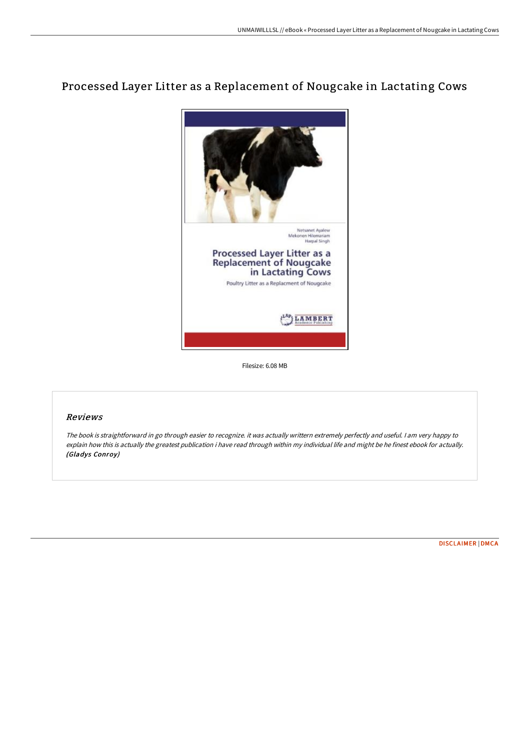# Processed Layer Litter as a Replacement of Nougcake in Lactating Cows

Netsanet Ayalew
Mekonen Hilemariam
Harpal Singh

Processed Layer Litter as a Replacement of Nougcake in Lactating Cows

Poultry Litter as a Replacment of Nougcake

LAMBERT Academic Publishing

Filesize: 6.08 MB

## Reviews

*The book is straightforward in go through easier to recognize. it was actually writtern extremely perfectly and useful. I am very happy to explain how this is actually the greatest publication i have read through within my individual life and might be he finest ebook for actually.* ***(Gladys Conroy)***

DISCLAIMER | DMCA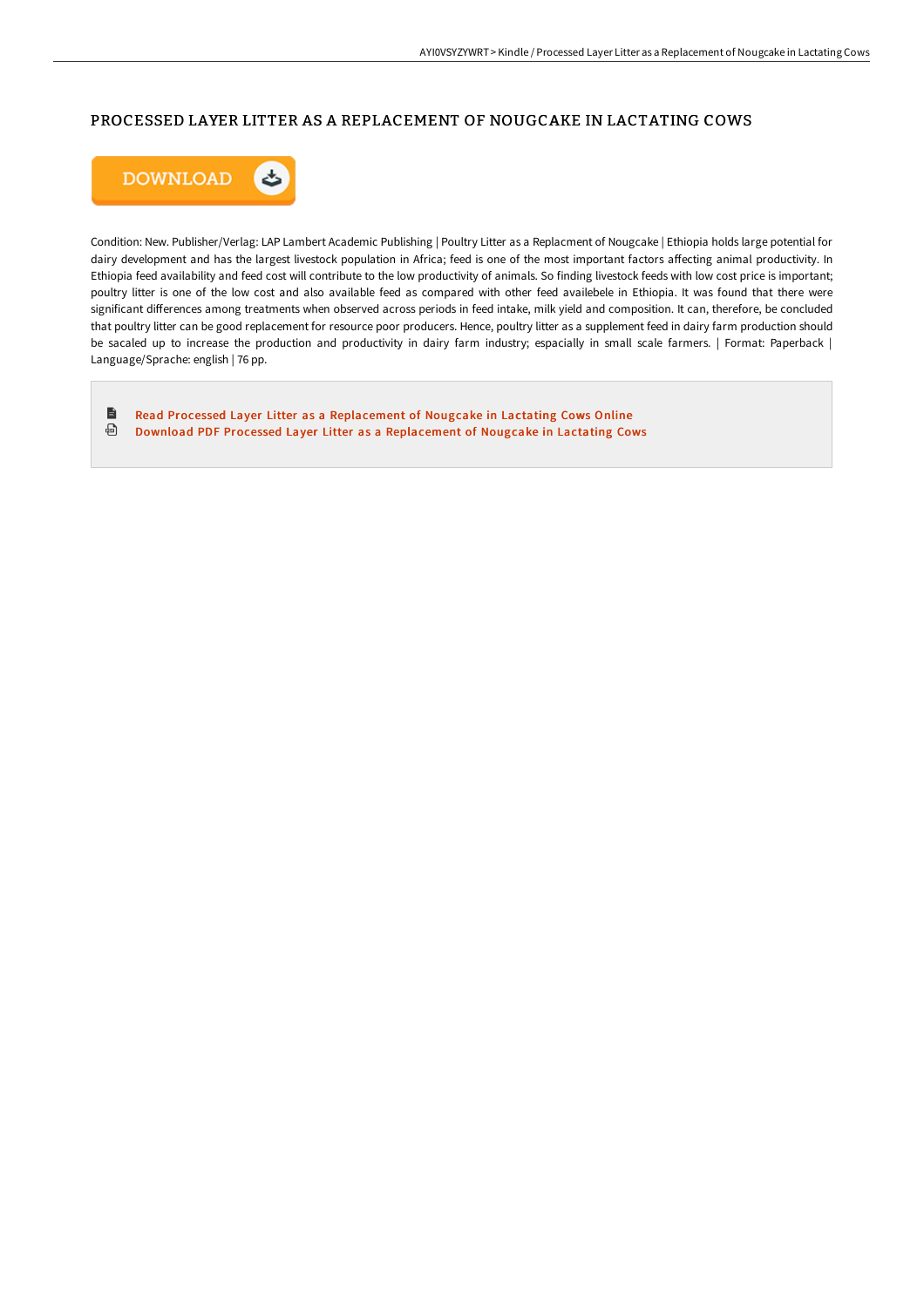# PROCESSED LAYER LITTER AS A REPLACEMENT OF NOUGCAKE IN LACTATING COWS

DOWNLOAD

Condition: New. Publisher/Verlag: LAP Lambert Academic Publishing | Poultry Litter as a Replacment of Nougcake | Ethiopia holds large potential for dairy development and has the largest livestock population in Africa; feed is one of the most important factors affecting animal productivity. In Ethiopia feed availability and feed cost will contribute to the low productivity of animals. So finding livestock feeds with low cost price is important; poultry litter is one of the low cost and also available feed as compared with other feed availebele in Ethiopia. It was found that there were significant differences among treatments when observed across periods in feed intake, milk yield and composition. It can, therefore, be concluded that poultry litter can be good replacement for resource poor producers. Hence, poultry litter as a supplement feed in dairy farm production should be sacaled up to increase the production and productivity in dairy farm industry; espacially in small scale farmers. | Format: Paperback | Language/Sprache: english | 76 pp.

- Read Processed Layer Litter as a Replacement of Nougcake in Lactating Cows Online
- Download PDF Processed Layer Litter as a Replacement of Nougcake in Lactating Cows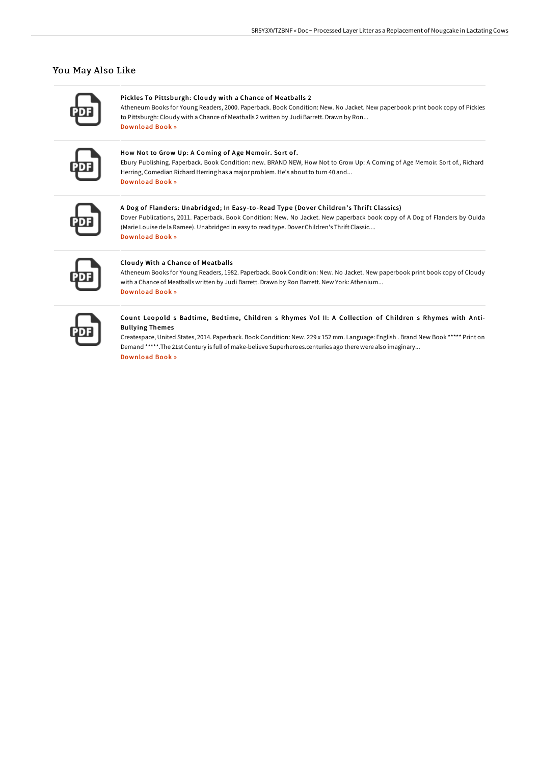## You May Also Like

### Pickles To Pittsburgh: Cloudy with a Chance of Meatballs 2

Atheneum Books for Young Readers, 2000. Paperback. Book Condition: New. No Jacket. New paperbook print book copy of Pickles to Pittsburgh: Cloudy with a Chance of Meatballs 2 written by Judi Barrett. Drawn by Ron...

Download Book »

### How Not to Grow Up: A Coming of Age Memoir. Sort of.

Ebury Publishing. Paperback. Book Condition: new. BRAND NEW, How Not to Grow Up: A Coming of Age Memoir. Sort of., Richard Herring, Comedian Richard Herring has a major problem. He's about to turn 40 and...

Download Book »

### A Dog of Flanders: Unabridged; In Easy-to-Read Type (Dover Children's Thrift Classics)

Dover Publications, 2011. Paperback. Book Condition: New. No Jacket. New paperback book copy of A Dog of Flanders by Ouida (Marie Louise de la Ramee). Unabridged in easy to read type. Dover Children's Thrift Classic....

Download Book »

### Cloudy With a Chance of Meatballs

Atheneum Books for Young Readers, 1982. Paperback. Book Condition: New. No Jacket. New paperbook print book copy of Cloudy with a Chance of Meatballs written by Judi Barrett. Drawn by Ron Barrett. New York: Athenium...

Download Book »

### Count Leopold s Badtime, Bedtime, Children s Rhymes Vol II: A Collection of Children s Rhymes with Anti-Bullying Themes

Createspace, United States, 2014. Paperback. Book Condition: New. 229 x 152 mm. Language: English . Brand New Book ***** Print on Demand *****.The 21st Century is full of make-believe Superheroes.centuries ago there were also imaginary...

Download Book »